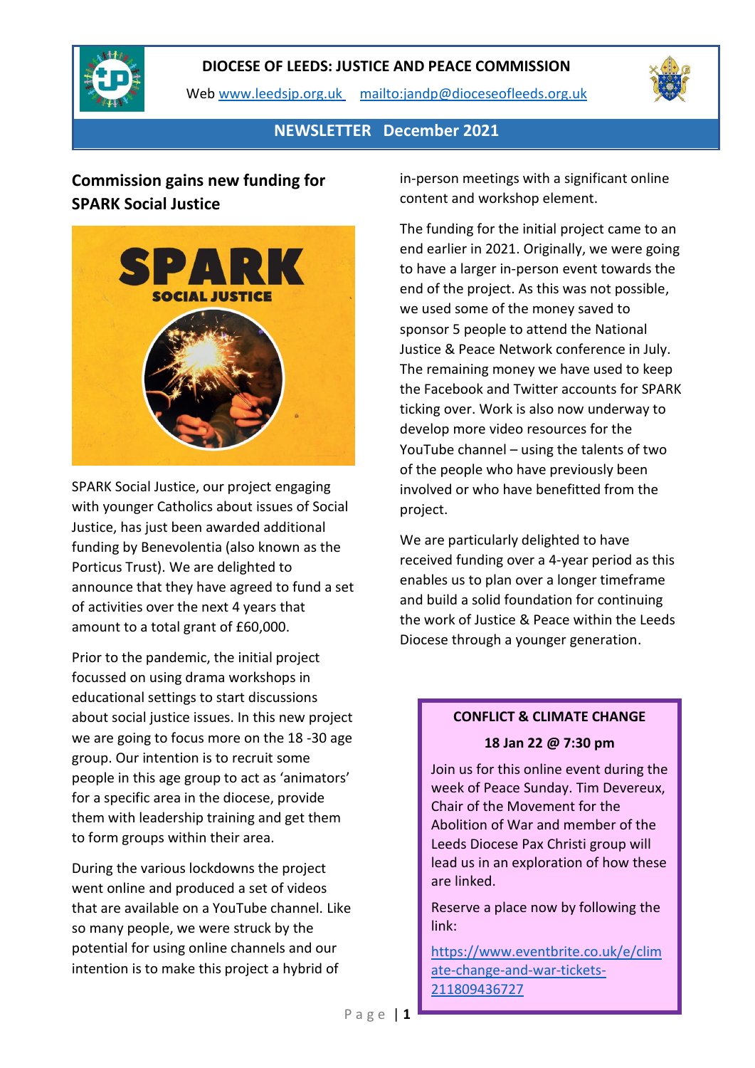# DIOCESE OF LEEDS: JUSTICE AND PEACE COMMISSION

Web www.leedsjp.org.uk mailto:jandp@dioceseofleeds.org.uk

## NEWSLETTER December 2021

### Commission gains new funding for SPARK Social Justice

SPARK Social Justice, our project engaging with younger Catholics about issues of Social Justice, has just been awarded additional funding by Benevolentia (also known as the Porticus Trust). We are delighted to announce that they have agreed to fund a set of activities over the next 4 years that amount to a total grant of £60,000.

Prior to the pandemic, the initial project focussed on using drama workshops in educational settings to start discussions about social justice issues. In this new project we are going to focus more on the 18 -30 age group. Our intention is to recruit some people in this age group to act as 'animators' for a specific area in the diocese, provide them with leadership training and get them to form groups within their area.

During the various lockdowns the project went online and produced a set of videos that are available on a YouTube channel. Like so many people, we were struck by the potential for using online channels and our intention is to make this project a hybrid of in-person meetings with a significant online content and workshop element.

The funding for the initial project came to an end earlier in 2021. Originally, we were going to have a larger in-person event towards the end of the project. As this was not possible, we used some of the money saved to sponsor 5 people to attend the National Justice & Peace Network conference in July. The remaining money we have used to keep the Facebook and Twitter accounts for SPARK ticking over. Work is also now underway to develop more video resources for the YouTube channel – using the talents of two of the people who have previously been involved or who have benefitted from the project.

We are particularly delighted to have received funding over a 4-year period as this enables us to plan over a longer timeframe and build a solid foundation for continuing the work of Justice & Peace within the Leeds Diocese through a younger generation.

**CONFLICT & CLIMATE CHANGE**

**18 Jan 22 @ 7:30 pm**

Join us for this online event during the week of Peace Sunday. Tim Devereux, Chair of the Movement for the Abolition of War and member of the Leeds Diocese Pax Christi group will lead us in an exploration of how these are linked.

Reserve a place now by following the link:

https://www.eventbrite.co.uk/e/climate-change-and-war-tickets-211809436727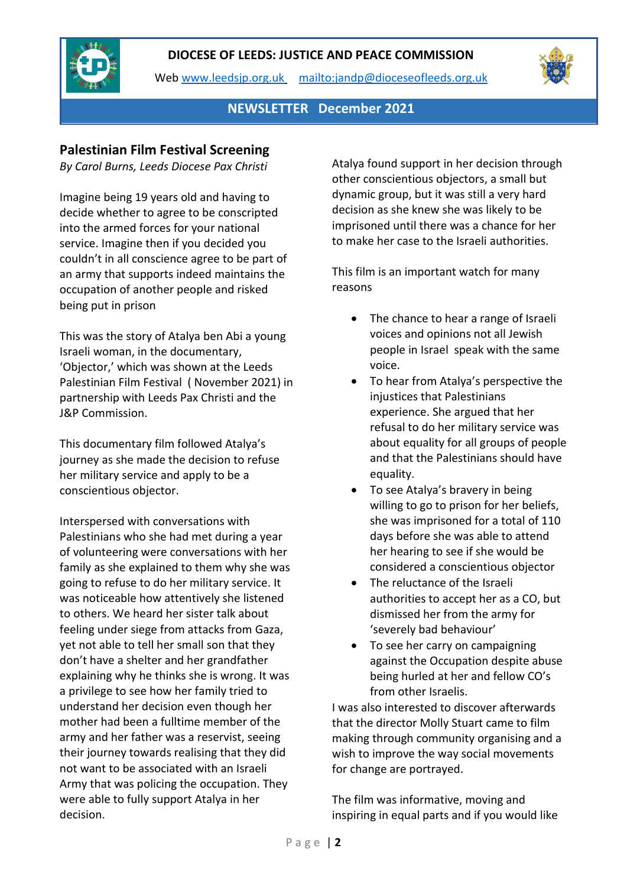**DIOCESE OF LEEDS: JUSTICE AND PEACE COMMISSION**

Web www.leedsjp.org.uk mailto:jandp@dioceseofleeds.org.uk

**NEWSLETTER December 2021**

## Palestinian Film Festival Screening

*By Carol Burns, Leeds Diocese Pax Christi*

Imagine being 19 years old and having to decide whether to agree to be conscripted into the armed forces for your national service. Imagine then if you decided you couldn't in all conscience agree to be part of an army that supports indeed maintains the occupation of another people and risked being put in prison

This was the story of Atalya ben Abi a young Israeli woman, in the documentary, 'Objector,' which was shown at the Leeds Palestinian Film Festival ( November 2021) in partnership with Leeds Pax Christi and the J&P Commission.

This documentary film followed Atalya's journey as she made the decision to refuse her military service and apply to be a conscientious objector.

Interspersed with conversations with Palestinians who she had met during a year of volunteering were conversations with her family as she explained to them why she was going to refuse to do her military service. It was noticeable how attentively she listened to others. We heard her sister talk about feeling under siege from attacks from Gaza, yet not able to tell her small son that they don't have a shelter and her grandfather explaining why he thinks she is wrong. It was a privilege to see how her family tried to understand her decision even though her mother had been a fulltime member of the army and her father was a reservist, seeing their journey towards realising that they did not want to be associated with an Israeli Army that was policing the occupation. They were able to fully support Atalya in her decision.

Atalya found support in her decision through other conscientious objectors, a small but dynamic group, but it was still a very hard decision as she knew she was likely to be imprisoned until there was a chance for her to make her case to the Israeli authorities.

This film is an important watch for many reasons

- The chance to hear a range of Israeli voices and opinions not all Jewish people in Israel speak with the same voice.
- To hear from Atalya's perspective the injustices that Palestinians experience. She argued that her refusal to do her military service was about equality for all groups of people and that the Palestinians should have equality.
- To see Atalya's bravery in being willing to go to prison for her beliefs, she was imprisoned for a total of 110 days before she was able to attend her hearing to see if she would be considered a conscientious objector
- The reluctance of the Israeli authorities to accept her as a CO, but dismissed her from the army for 'severely bad behaviour'
- To see her carry on campaigning against the Occupation despite abuse being hurled at her and fellow CO's from other Israelis.

I was also interested to discover afterwards that the director Molly Stuart came to film making through community organising and a wish to improve the way social movements for change are portrayed.

The film was informative, moving and inspiring in equal parts and if you would like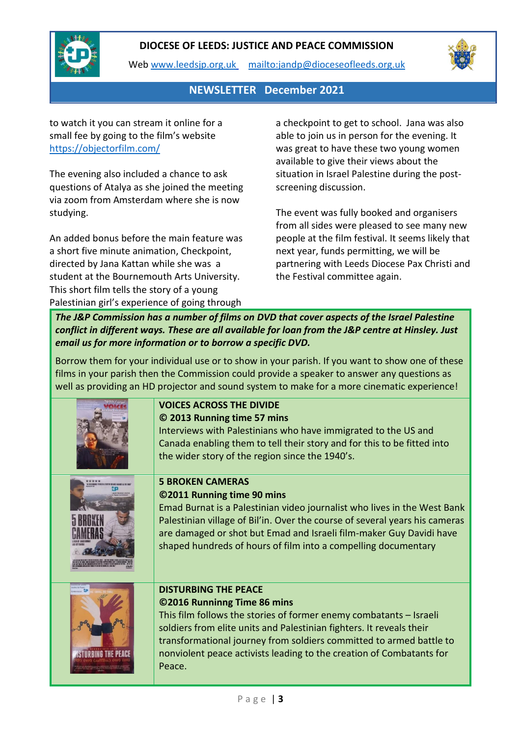to watch it you can stream it online for a small fee by going to the film's website https://objectorfilm.com/

The evening also included a chance to ask questions of Atalya as she joined the meeting via zoom from Amsterdam where she is now studying.

An added bonus before the main feature was a short five minute animation, Checkpoint, directed by Jana Kattan while she was a student at the Bournemouth Arts University. This short film tells the story of a young Palestinian girl's experience of going through a checkpoint to get to school. Jana was also able to join us in person for the evening. It was great to have these two young women available to give their views about the situation in Israel Palestine during the post-screening discussion.

The event was fully booked and organisers from all sides were pleased to see many new people at the film festival. It seems likely that next year, funds permitting, we will be partnering with Leeds Diocese Pax Christi and the Festival committee again.

***The J&P Commission has a number of films on DVD that cover aspects of the Israel Palestine conflict in different ways. These are all available for loan from the J&P centre at Hinsley. Just email us for more information or to borrow a specific DVD.***

Borrow them for your individual use or to show in your parish. If you want to show one of these films in your parish then the Commission could provide a speaker to answer any questions as well as providing an HD projector and sound system to make for a more cinematic experience!

**VOICES ACROSS THE DIVIDE**
**© 2013 Running time 57 mins**
Interviews with Palestinians who have immigrated to the US and Canada enabling them to tell their story and for this to be fitted into the wider story of the region since the 1940's.

**5 BROKEN CAMERAS**
**©2011 Running time 90 mins**
Emad Burnat is a Palestinian video journalist who lives in the West Bank Palestinian village of Bil'in. Over the course of several years his cameras are damaged or shot but Emad and Israeli film-maker Guy Davidi have shaped hundreds of hours of film into a compelling documentary

**DISTURBING THE PEACE**
**©2016 Runninng Time 86 mins**
This film follows the stories of former enemy combatants – Israeli soldiers from elite units and Palestinian fighters. It reveals their transformational journey from soldiers committed to armed battle to nonviolent peace activists leading to the creation of Combatants for Peace.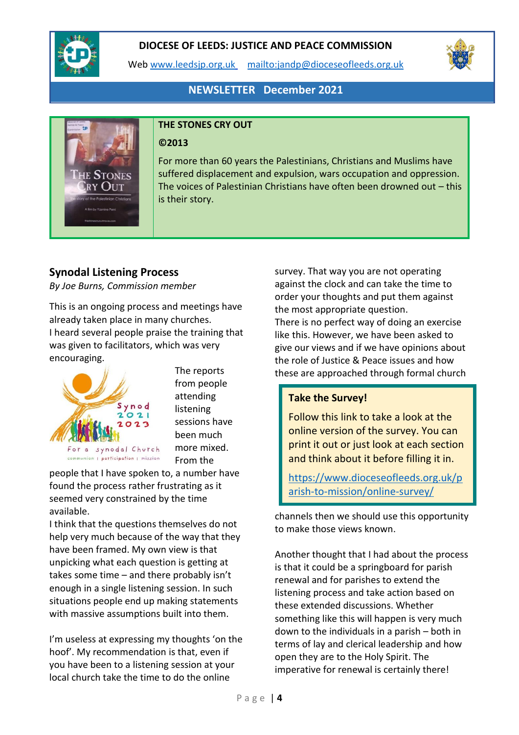**DIOCESE OF LEEDS: JUSTICE AND PEACE COMMISSION**

Web [www.leedsjp.org.uk](http://www.leedsjp.org.uk) [mailto:jandp@dioceseofleeds.org.uk](mailto:jandp@dioceseofleeds.org.uk)

**NEWSLETTER December 2021**

**THE STONES CRY OUT**

**©2013**

For more than 60 years the Palestinians, Christians and Muslims have suffered displacement and expulsion, wars occupation and oppression. The voices of Palestinian Christians have often been drowned out – this is their story.

## Synodal Listening Process

*By Joe Burns, Commission member*

This is an ongoing process and meetings have already taken place in many churches.

I heard several people praise the training that was given to facilitators, which was very encouraging.

The reports from people attending listening sessions have been much more mixed. From the people that I have spoken to, a number have found the process rather frustrating as it seemed very constrained by the time available.

I think that the questions themselves do not help very much because of the way that they have been framed. My own view is that unpicking what each question is getting at takes some time – and there probably isn't enough in a single listening session. In such situations people end up making statements with massive assumptions built into them.

I'm useless at expressing my thoughts 'on the hoof'. My recommendation is that, even if you have been to a listening session at your local church take the time to do the online survey. That way you are not operating against the clock and can take the time to order your thoughts and put them against the most appropriate question.

There is no perfect way of doing an exercise like this. However, we have been asked to give our views and if we have opinions about the role of Justice & Peace issues and how these are approached through formal church channels then we should use this opportunity to make those views known.

Another thought that I had about the process is that it could be a springboard for parish renewal and for parishes to extend the listening process and take action based on these extended discussions. Whether something like this will happen is very much down to the individuals in a parish – both in terms of lay and clerical leadership and how open they are to the Holy Spirit. The imperative for renewal is certainly there!

**Take the Survey!**

Follow this link to take a look at the online version of the survey. You can print it out or just look at each section and think about it before filling it in.

[https://www.dioceseofleeds.org.uk/parish-to-mission/online-survey/](https://www.dioceseofleeds.org.uk/parish-to-mission/online-survey/)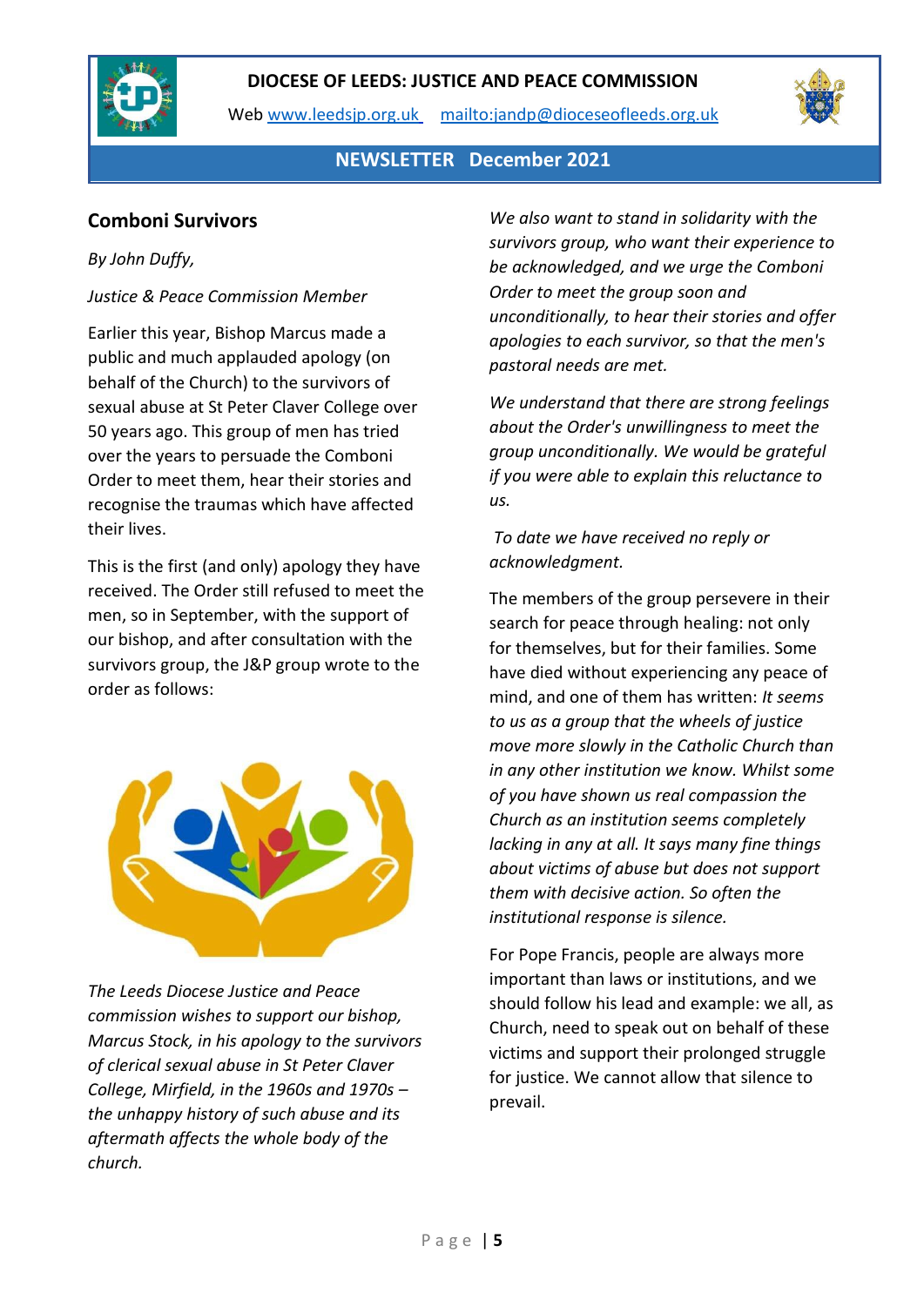# DIOCESE OF LEEDS: JUSTICE AND PEACE COMMISSION

Web [www.leedsjp.org.uk](http://www.leedsjp.org.uk) [mailto:jandp@dioceseofleeds.org.uk](mailto:jandp@dioceseofleeds.org.uk)

**NEWSLETTER December 2021**

## Comboni Survivors

*By John Duffy,*

*Justice & Peace Commission Member*

Earlier this year, Bishop Marcus made a public and much applauded apology (on behalf of the Church) to the survivors of sexual abuse at St Peter Claver College over 50 years ago. This group of men has tried over the years to persuade the Comboni Order to meet them, hear their stories and recognise the traumas which have affected their lives.

This is the first (and only) apology they have received. The Order still refused to meet the men, so in September, with the support of our bishop, and after consultation with the survivors group, the J&P group wrote to the order as follows:

*The Leeds Diocese Justice and Peace commission wishes to support our bishop, Marcus Stock, in his apology to the survivors of clerical sexual abuse in St Peter Claver College, Mirfield, in the 1960s and 1970s – the unhappy history of such abuse and its aftermath affects the whole body of the church.*

*We also want to stand in solidarity with the survivors group, who want their experience to be acknowledged, and we urge the Comboni Order to meet the group soon and unconditionally, to hear their stories and offer apologies to each survivor, so that the men's pastoral needs are met.*

*We understand that there are strong feelings about the Order's unwillingness to meet the group unconditionally. We would be grateful if you were able to explain this reluctance to us.*

*To date we have received no reply or acknowledgment.*

The members of the group persevere in their search for peace through healing: not only for themselves, but for their families. Some have died without experiencing any peace of mind, and one of them has written: *It seems to us as a group that the wheels of justice move more slowly in the Catholic Church than in any other institution we know. Whilst some of you have shown us real compassion the Church as an institution seems completely lacking in any at all. It says many fine things about victims of abuse but does not support them with decisive action. So often the institutional response is silence.*

For Pope Francis, people are always more important than laws or institutions, and we should follow his lead and example: we all, as Church, need to speak out on behalf of these victims and support their prolonged struggle for justice. We cannot allow that silence to prevail.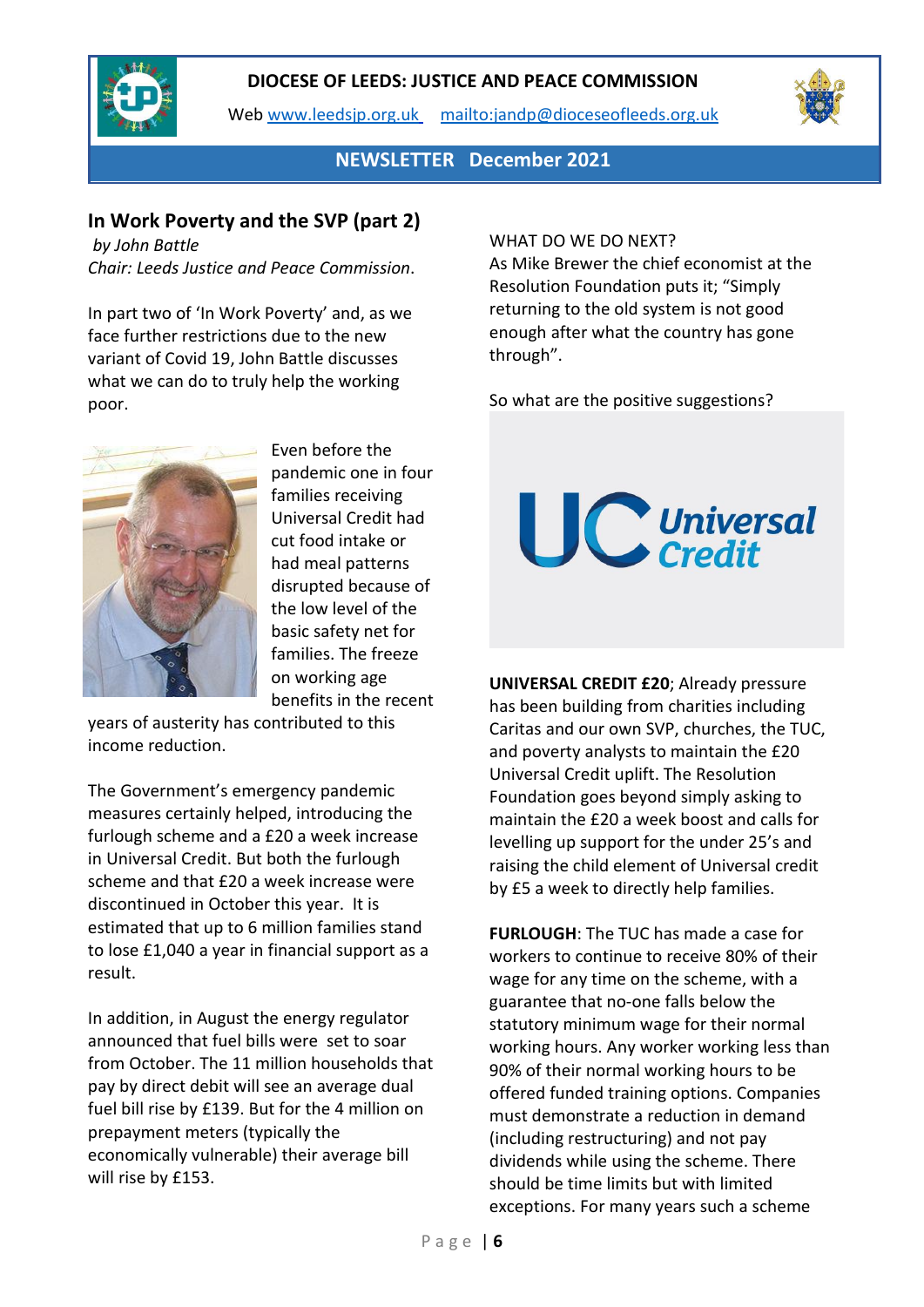# DIOCESE OF LEEDS: JUSTICE AND PEACE COMMISSION

Web www.leedsjp.org.uk mailto:jandp@dioceseofleeds.org.uk

## NEWSLETTER December 2021

## In Work Poverty and the SVP (part 2)

*by John Battle*
*Chair: Leeds Justice and Peace Commission.*

In part two of 'In Work Poverty' and, as we face further restrictions due to the new variant of Covid 19, John Battle discusses what we can do to truly help the working poor.

Even before the pandemic one in four families receiving Universal Credit had cut food intake or had meal patterns disrupted because of the low level of the basic safety net for families. The freeze on working age benefits in the recent years of austerity has contributed to this income reduction.

The Government's emergency pandemic measures certainly helped, introducing the furlough scheme and a £20 a week increase in Universal Credit. But both the furlough scheme and that £20 a week increase were discontinued in October this year. It is estimated that up to 6 million families stand to lose £1,040 a year in financial support as a result.

In addition, in August the energy regulator announced that fuel bills were set to soar from October. The 11 million households that pay by direct debit will see an average dual fuel bill rise by £139. But for the 4 million on prepayment meters (typically the economically vulnerable) their average bill will rise by £153.

WHAT DO WE DO NEXT?
As Mike Brewer the chief economist at the Resolution Foundation puts it; "Simply returning to the old system is not good enough after what the country has gone through".

So what are the positive suggestions?

**UNIVERSAL CREDIT £20**; Already pressure has been building from charities including Caritas and our own SVP, churches, the TUC, and poverty analysts to maintain the £20 Universal Credit uplift. The Resolution Foundation goes beyond simply asking to maintain the £20 a week boost and calls for levelling up support for the under 25's and raising the child element of Universal credit by £5 a week to directly help families.

**FURLOUGH**: The TUC has made a case for workers to continue to receive 80% of their wage for any time on the scheme, with a guarantee that no-one falls below the statutory minimum wage for their normal working hours. Any worker working less than 90% of their normal working hours to be offered funded training options. Companies must demonstrate a reduction in demand (including restructuring) and not pay dividends while using the scheme. There should be time limits but with limited exceptions. For many years such a scheme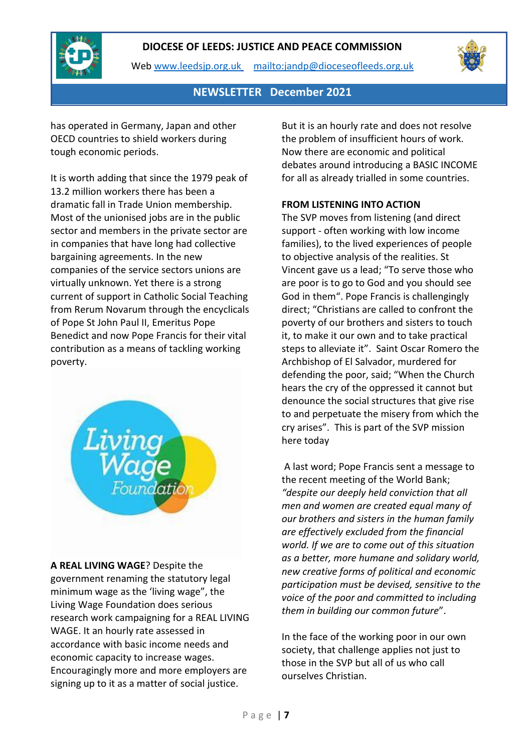has operated in Germany, Japan and other OECD countries to shield workers during tough economic periods.

It is worth adding that since the 1979 peak of 13.2 million workers there has been a dramatic fall in Trade Union membership. Most of the unionised jobs are in the public sector and members in the private sector are in companies that have long had collective bargaining agreements. In the new companies of the service sectors unions are virtually unknown. Yet there is a strong current of support in Catholic Social Teaching from Rerum Novarum through the encyclicals of Pope St John Paul II, Emeritus Pope Benedict and now Pope Francis for their vital contribution as a means of tackling working poverty.

**A REAL LIVING WAGE**? Despite the government renaming the statutory legal minimum wage as the 'living wage", the Living Wage Foundation does serious research work campaigning for a REAL LIVING WAGE. It an hourly rate assessed in accordance with basic income needs and economic capacity to increase wages. Encouragingly more and more employers are signing up to it as a matter of social justice.

But it is an hourly rate and does not resolve the problem of insufficient hours of work. Now there are economic and political debates around introducing a BASIC INCOME for all as already trialled in some countries.

**FROM LISTENING INTO ACTION**

The SVP moves from listening (and direct support - often working with low income families), to the lived experiences of people to objective analysis of the realities. St Vincent gave us a lead; "To serve those who are poor is to go to God and you should see God in them". Pope Francis is challengingly direct; "Christians are called to confront the poverty of our brothers and sisters to touch it, to make it our own and to take practical steps to alleviate it". Saint Oscar Romero the Archbishop of El Salvador, murdered for defending the poor, said; "When the Church hears the cry of the oppressed it cannot but denounce the social structures that give rise to and perpetuate the misery from which the cry arises". This is part of the SVP mission here today

A last word; Pope Francis sent a message to the recent meeting of the World Bank; *"despite our deeply held conviction that all men and women are created equal many of our brothers and sisters in the human family are effectively excluded from the financial world. If we are to come out of this situation as a better, more humane and solidary world, new creative forms of political and economic participation must be devised, sensitive to the voice of the poor and committed to including them in building our common future*".

In the face of the working poor in our own society, that challenge applies not just to those in the SVP but all of us who call ourselves Christian.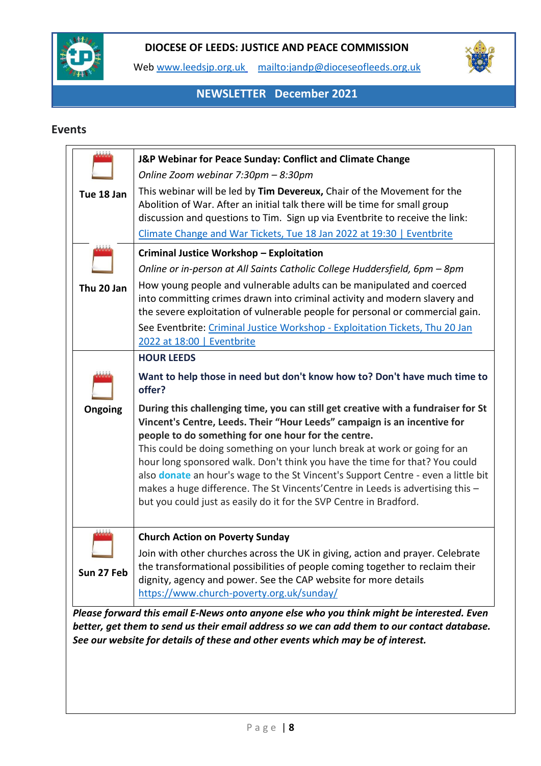**DIOCESE OF LEEDS: JUSTICE AND PEACE COMMISSION**

Web www.leedsjp.org.uk  mailto:jandp@dioceseofleeds.org.uk

**NEWSLETTER December 2021**

## Events

| | |
|---|---|
| **Tue 18 Jan** | **J&P Webinar for Peace Sunday: Conflict and Climate Change**<br>*Online Zoom webinar 7:30pm – 8:30pm*<br>This webinar will be led by **Tim Devereux,** Chair of the Movement for the Abolition of War. After an initial talk there will be time for small group discussion and questions to Tim. Sign up via Eventbrite to receive the link: Climate Change and War Tickets, Tue 18 Jan 2022 at 19:30 \| Eventbrite |
| **Thu 20 Jan** | **Criminal Justice Workshop – Exploitation**<br>*Online or in-person at All Saints Catholic College Huddersfield, 6pm – 8pm*<br>How young people and vulnerable adults can be manipulated and coerced into committing crimes drawn into criminal activity and modern slavery and the severe exploitation of vulnerable people for personal or commercial gain.<br>See Eventbrite: Criminal Justice Workshop - Exploitation Tickets, Thu 20 Jan 2022 at 18:00 \| Eventbrite |
| **Ongoing** | **HOUR LEEDS**<br>**Want to help those in need but don't know how to? Don't have much time to offer?**<br>**During this challenging time, you can still get creative with a fundraiser for St Vincent's Centre, Leeds. Their "Hour Leeds" campaign is an incentive for people to do something for one hour for the centre.**<br>This could be doing something on your lunch break at work or going for an hour long sponsored walk. Don't think you have the time for that? You could also **donate** an hour's wage to the St Vincent's Support Centre - even a little bit makes a huge difference. The St Vincents'Centre in Leeds is advertising this – but you could just as easily do it for the SVP Centre in Bradford. |
| **Sun 27 Feb** | **Church Action on Poverty Sunday**<br>Join with other churches across the UK in giving, action and prayer. Celebrate the transformational possibilities of people coming together to reclaim their dignity, agency and power. See the CAP website for more details https://www.church-poverty.org.uk/sunday/ |

***Please forward this email E-News onto anyone else who you think might be interested. Even better, get them to send us their email address so we can add them to our contact database. See our website for details of these and other events which may be of interest.***